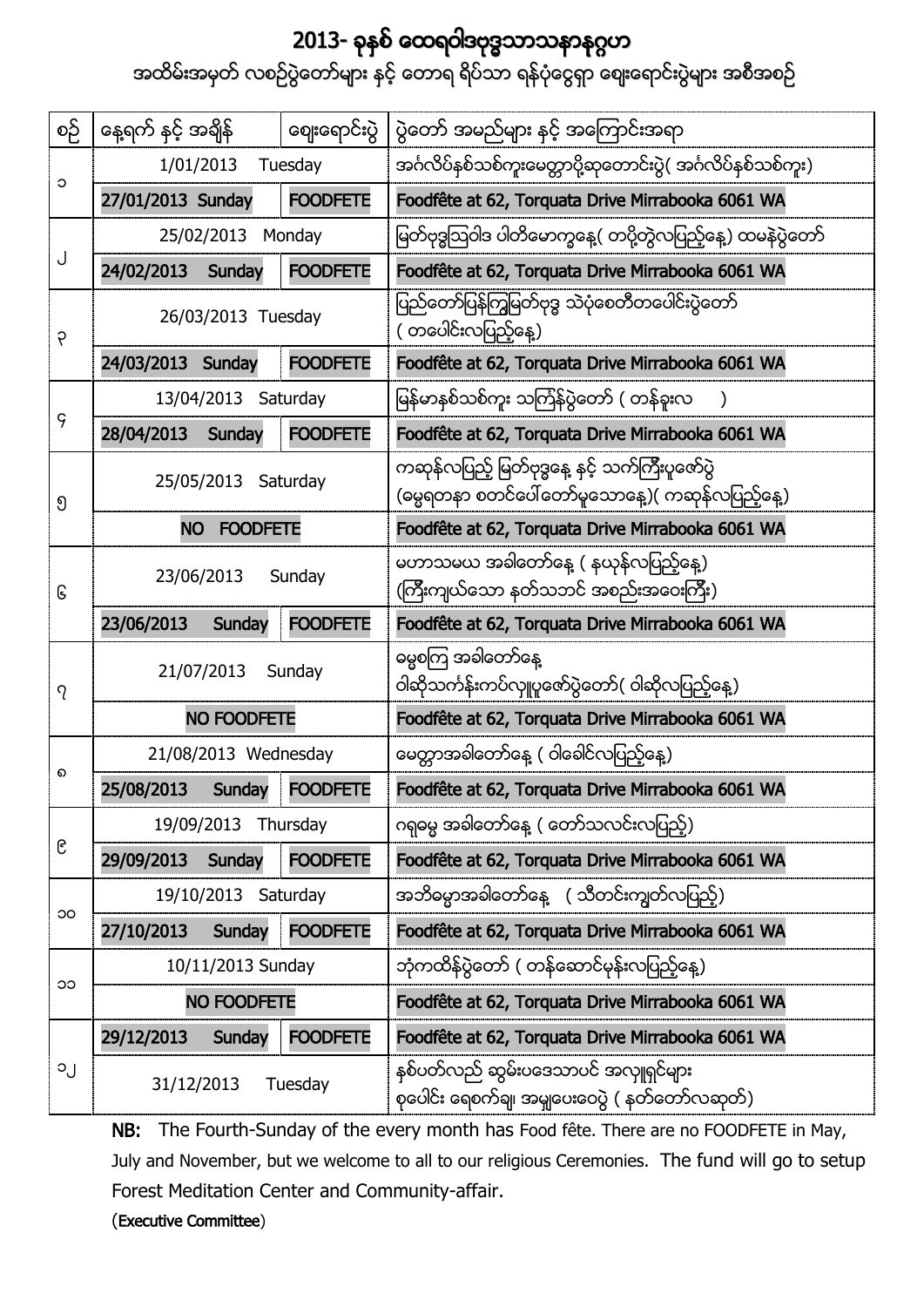# 2013- ခုနှစ် ထေရဝါဒဗုဒ္ဓသာသနာနုဂ္ဂဟ

## အထိမ်းအမှတ် လစဉ်ပွဲတော်များ နှင့် တောရ ရိပ်သာ ရန်ပုံငွေရှာ ဈေးရောင်းပွဲများ အစီအစဉ်

| စဉ် | နေ့ရက် နှင့် အချိန် | ဈေးရောင်းပွဲ | ပွဲတော် အမည်များ နှင့် အကြောင်းအရာ |
|---|---|---|---|
| ၁ | 1/01/2013 Tuesday | | အင်္ဂလိပ်နှစ်သစ်ကူးမေတ္တာပို့ဆုတောင်းပွဲ( အင်္ဂလိပ်နှစ်သစ်ကူး) |
| | **27/01/2013 Sunday** | **FOODFETE** | **Foodfête at 62, Torquata Drive Mirrabooka 6061 WA** |
| ၂ | 25/02/2013 Monday | | မြတ်ဗုဒ္ဓသြဝါဒ ပါတိမောက္ခနေ့( တပို့တွဲလပြည့်နေ့) ထမနဲပွဲတော် |
| | **24/02/2013 Sunday** | **FOODFETE** | **Foodfête at 62, Torquata Drive Mirrabooka 6061 WA** |
| ၃ | 26/03/2013 Tuesday | | ပြည်တော်ပြန်ကြွမြတ်ဗုဒ္ဓ သဲပုံစေတီတပေါင်းပွဲတော် ( တပေါင်းလပြည့်နေ့) |
| | **24/03/2013 Sunday** | **FOODFETE** | **Foodfête at 62, Torquata Drive Mirrabooka 6061 WA** |
| ၄ | 13/04/2013 Saturday | | မြန်မာနှစ်သစ်ကူး သင်္ကြန်ပွဲတော် ( တန်ခူးလ ) |
| | **28/04/2013 Sunday** | **FOODFETE** | **Foodfête at 62, Torquata Drive Mirrabooka 6061 WA** |
| ၅ | 25/05/2013 Saturday | | ကဆုန်လပြည့် မြတ်ဗုဒ္ဓနေ့ နှင့် သက်ကြီးပူဇော်ပွဲ (ဓမ္မရတနာ စတင်ပေါ်တော်မူသောနေ့)( ကဆုန်လပြည့်နေ့) |
| | **NO FOODFETE** | | **Foodfête at 62, Torquata Drive Mirrabooka 6061 WA** |
| ၆ | 23/06/2013 Sunday | | မဟာသမယ အခါတော်နေ့ ( နယုန်လပြည့်နေ့) (ကြီးကျယ်သော နတ်သဘင် အစည်းအဝေးကြီး) |
| | **23/06/2013 Sunday** | **FOODFETE** | **Foodfête at 62, Torquata Drive Mirrabooka 6061 WA** |
| ၇ | 21/07/2013 Sunday | | ဓမ္မစကြာ အခါတော်နေ့ ဝါဆိုသင်္ကန်းကပ်လှူပူဇော်ပွဲတော်( ဝါဆိုလပြည့်နေ့) |
| | **NO FOODFETE** | | **Foodfête at 62, Torquata Drive Mirrabooka 6061 WA** |
| ၈ | 21/08/2013 Wednesday | | မေတ္တာအခါတော်နေ့ ( ဝါခေါင်လပြည့်နေ့) |
| | **25/08/2013 Sunday** | **FOODFETE** | **Foodfête at 62, Torquata Drive Mirrabooka 6061 WA** |
| ၉ | 19/09/2013 Thursday | | ဂရုဓမ္မ အခါတော်နေ့ ( တော်သလင်းလပြည့်) |
| | **29/09/2013 Sunday** | **FOODFETE** | **Foodfête at 62, Torquata Drive Mirrabooka 6061 WA** |
| ၁၀ | 19/10/2013 Saturday | | အဘိဓမ္မာအခါတော်နေ့ ( သီတင်းကျွတ်လပြည့်) |
| | **27/10/2013 Sunday** | **FOODFETE** | **Foodfête at 62, Torquata Drive Mirrabooka 6061 WA** |
| ၁၁ | 10/11/2013 Sunday | | ဘုံကထိန်ပွဲတော် ( တန်ဆောင်မုန်းလပြည့်နေ့) |
| | **NO FOODFETE** | | **Foodfête at 62, Torquata Drive Mirrabooka 6061 WA** |
| ၁၂ | **29/12/2013 Sunday** | **FOODFETE** | **Foodfête at 62, Torquata Drive Mirrabooka 6061 WA** |
| | 31/12/2013 Tuesday | | နှစ်ပတ်လည် ဆွမ်းပဒေသာပင် အလှူရှင်များ စုပေါင်း ရေစက်ချ၊ အမျှပေးဝေပွဲ ( နတ်တော်လဆုတ်) |

**NB:** The Fourth-Sunday of the every month has Food fête. There are no FOODFETE in May, July and November, but we welcome to all to our religious Ceremonies. The fund will go to setup Forest Meditation Center and Community-affair.

(**Executive Committee**)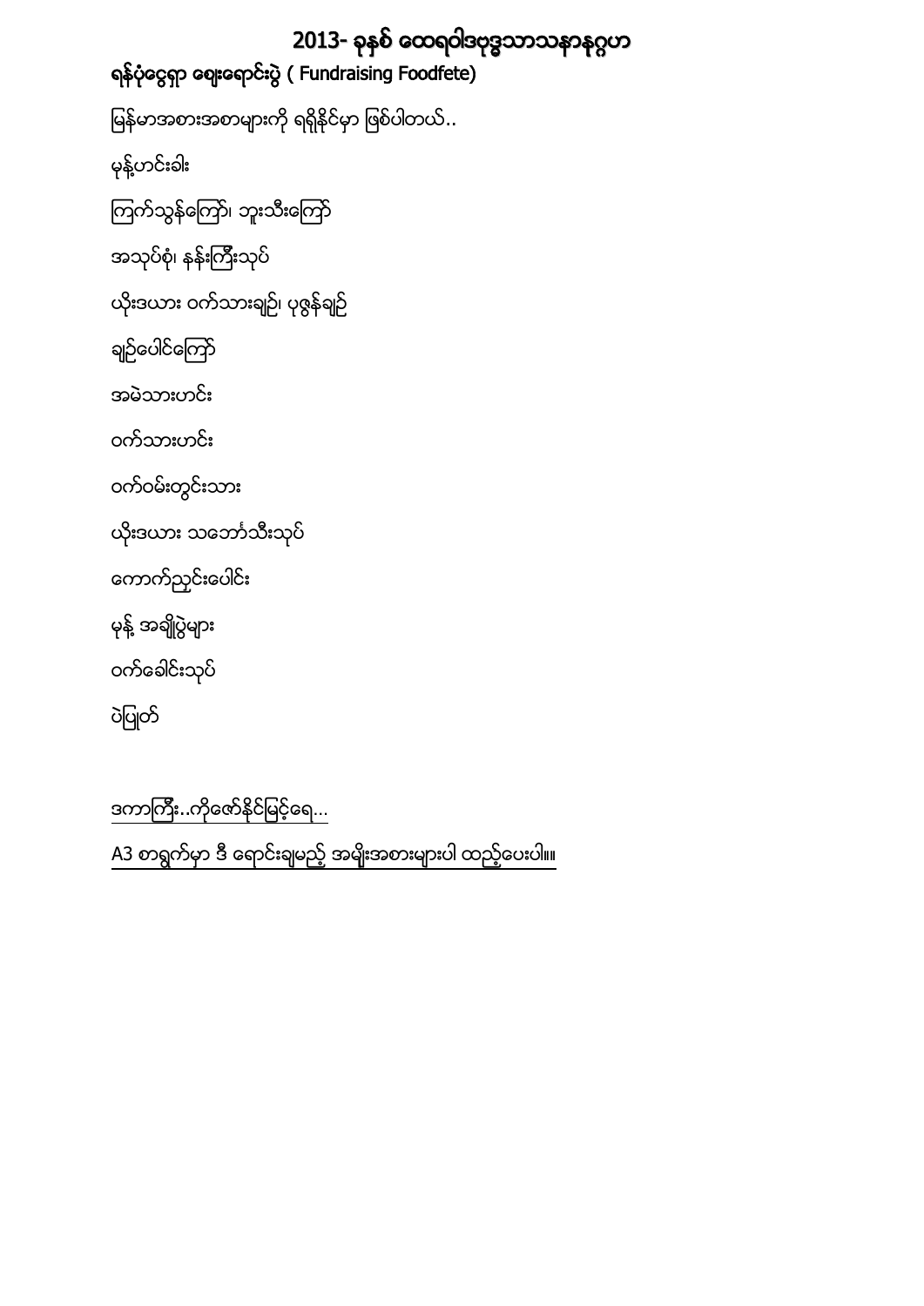# 2013- ခုနှစ် ထေရဝါဒဗုဒ္ဓသာသနာနုဂ္ဂဟ

**ရန်ပုံငွေရှာ ဈေးရောင်းပွဲ ( Fundraising Foodfete)**

မြန်မာအစားအစာများကို ရရှိနိုင်မှာ ဖြစ်ပါတယ်..

မုန့်ဟင်းခါး

ကြက်သွန်ကြော်၊ ဘူးသီးကြော်

အသုပ်စုံ၊ နန်းကြီးသုပ်

ယိုးဒယား ဝက်သားချဥ်၊ ပုဇွန်ချဥ်

ချဥ်ပေါင်ကြော်

အမဲသားဟင်း

ဝက်သားဟင်း

ဝက်ဝမ်းတွင်းသား

ယိုးဒယား သဘော်သီးသုပ်

ကောက်ညှင်းပေါင်း

မုန့် အချိုပွဲများ

ဝက်ခေါင်းသုပ်

ပဲပြုတ်

<u>ဒကာကြီး..ကိုဇော်နိုင်မြင့်ရေ...</u>

<u>A3 စာရွက်မှာ ဒီ ရောင်းချမည့် အမျိုးအစားများပါ ထည့်ပေးပါ။။</u>